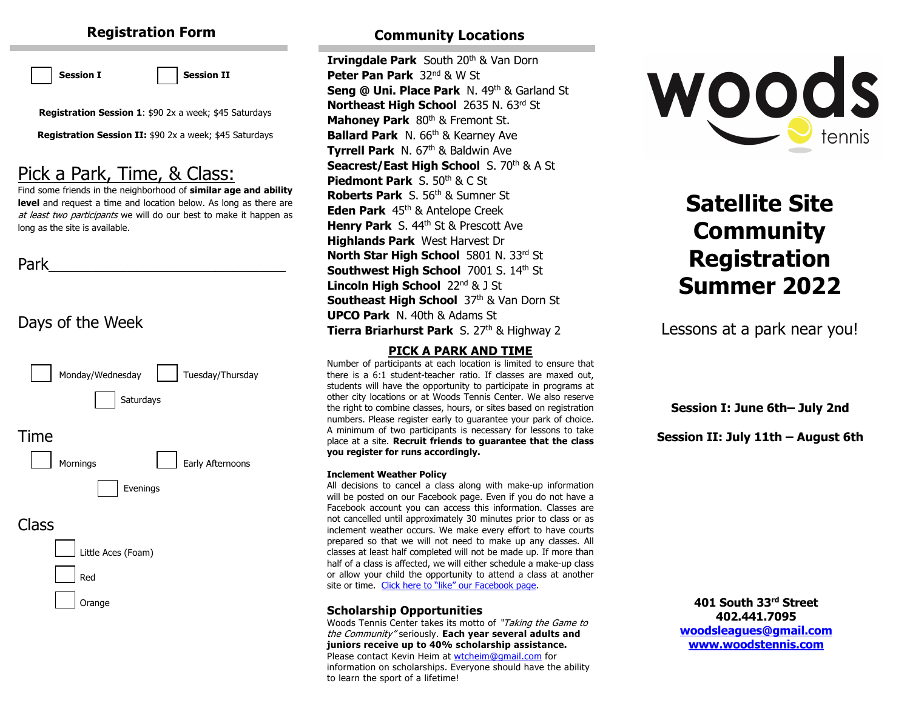## Registration Form

☐ **Session I** ☐ **Session II**

**Registration Session 1**: $90 2x a week; $45 Saturdays

**Registration Session II:** $90 2x a week; $45 Saturdays

## Pick a Park, Time, & Class:

Find some friends in the neighborhood of **similar age and ability level** and request a time and location below. As long as there are *at least two participants* we will do our best to make it happen as long as the site is available.

Park______________________________

Days of the Week

☐ Monday/Wednesday ☐ Tuesday/Thursday

☐ Saturdays

Time

☐ Mornings ☐ Early Afternoons

☐ Evenings

Class

☐ Little Aces (Foam)

☐ Red

☐ Orange

## Community Locations

**Irvingdale Park** South 20th & Van Dorn
**Peter Pan Park** 32nd & W St
**Seng @ Uni. Place Park** N. 49th & Garland St
**Northeast High School** 2635 N. 63rd St
**Mahoney Park** 80th & Fremont St.
**Ballard Park** N. 66th & Kearney Ave
**Tyrrell Park** N. 67th & Baldwin Ave
**Seacrest/East High School** S. 70th & A St
**Piedmont Park** S. 50th & C St
**Roberts Park** S. 56th & Sumner St
**Eden Park** 45th & Antelope Creek
**Henry Park** S. 44th St & Prescott Ave
**Highlands Park** West Harvest Dr
**North Star High School** 5801 N. 33rd St
**Southwest High School** 7001 S. 14th St
**Lincoln High School** 22nd & J St
**Southeast High School** 37th & Van Dorn St
**UPCO Park** N. 40th & Adams St
**Tierra Briarhurst Park** S. 27th & Highway 2

### PICK A PARK AND TIME

Number of participants at each location is limited to ensure that there is a 6:1 student-teacher ratio. If classes are maxed out, students will have the opportunity to participate in programs at other city locations or at Woods Tennis Center. We also reserve the right to combine classes, hours, or sites based on registration numbers. Please register early to guarantee your park of choice. A minimum of two participants is necessary for lessons to take place at a site. **Recruit friends to guarantee that the class you register for runs accordingly.**

**Inclement Weather Policy**

All decisions to cancel a class along with make-up information will be posted on our Facebook page. Even if you do not have a Facebook account you can access this information. Classes are not cancelled until approximately 30 minutes prior to class or as inclement weather occurs. We make every effort to have courts prepared so that we will not need to make up any classes. All classes at least half completed will not be made up. If more than half of a class is affected, we will either schedule a make-up class or allow your child the opportunity to attend a class at another site or time. Click here to "like" our Facebook page.

### Scholarship Opportunities

Woods Tennis Center takes its motto of *"Taking the Game to the Community"* seriously. **Each year several adults and juniors receive up to 40% scholarship assistance.** Please contact Kevin Heim at wtcheim@gmail.com for information on scholarships. Everyone should have the ability to learn the sport of a lifetime!

woods tennis

# Satellite Site Community Registration Summer 2022

Lessons at a park near you!

**Session I: June 6th– July 2nd**

**Session II: July 11th – August 6th**

**401 South 33rd Street**
**402.441.7095**
**woodsleagues@gmail.com**
**www.woodstennis.com**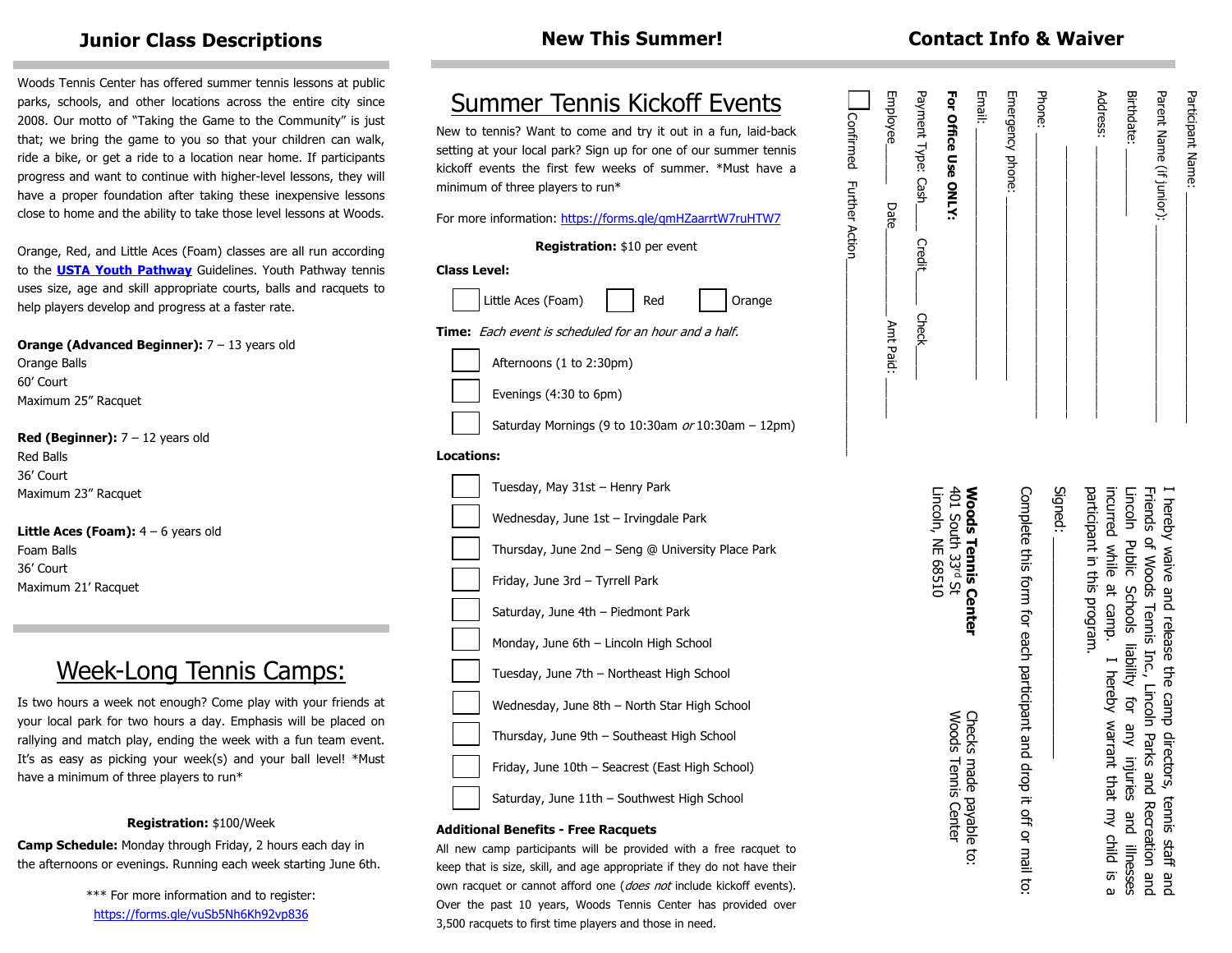## Junior Class Descriptions

Woods Tennis Center has offered summer tennis lessons at public parks, schools, and other locations across the entire city since 2008. Our motto of "Taking the Game to the Community" is just that; we bring the game to you so that your children can walk, ride a bike, or get a ride to a location near home. If participants progress and want to continue with higher-level lessons, they will have a proper foundation after taking these inexpensive lessons close to home and the ability to take those level lessons at Woods.

Orange, Red, and Little Aces (Foam) classes are all run according to the **USTA Youth Pathway** Guidelines. Youth Pathway tennis uses size, age and skill appropriate courts, balls and racquets to help players develop and progress at a faster rate.

**Orange (Advanced Beginner):** 7 – 13 years old
Orange Balls
60' Court
Maximum 25" Racquet

**Red (Beginner):** 7 – 12 years old
Red Balls
36' Court
Maximum 23" Racquet

**Little Aces (Foam):** 4 – 6 years old
Foam Balls
36' Court
Maximum 21' Racquet

## Week-Long Tennis Camps:

Is two hours a week not enough? Come play with your friends at your local park for two hours a day. Emphasis will be placed on rallying and match play, ending the week with a fun team event. It's as easy as picking your week(s) and your ball level! *Must have a minimum of three players to run*

**Registration:** $100/Week

**Camp Schedule:** Monday through Friday, 2 hours each day in the afternoons or evenings. Running each week starting June 6th.

*** For more information and to register:
https://forms.gle/vuSb5Nh6Kh92vp836

## New This Summer!

## Summer Tennis Kickoff Events

New to tennis? Want to come and try it out in a fun, laid-back setting at your local park? Sign up for one of our summer tennis kickoff events the first few weeks of summer. *Must have a minimum of three players to run*

For more information: https://forms.gle/qmHZaarrtW7ruHTW7

**Registration:** $10 per event

**Class Level:**

☐ Little Aces (Foam) ☐ Red ☐ Orange

**Time:** *Each event is scheduled for an hour and a half.*

☐ Afternoons (1 to 2:30pm)
☐ Evenings (4:30 to 6pm)
☐ Saturday Mornings (9 to 10:30am *or* 10:30am – 12pm)

**Locations:**

☐ Tuesday, May 31st – Henry Park
☐ Wednesday, June 1st – Irvingdale Park
☐ Thursday, June 2nd – Seng @ University Place Park
☐ Friday, June 3rd – Tyrrell Park
☐ Saturday, June 4th – Piedmont Park
☐ Monday, June 6th – Lincoln High School
☐ Tuesday, June 7th – Northeast High School
☐ Wednesday, June 8th – North Star High School
☐ Thursday, June 9th – Southeast High School
☐ Friday, June 10th – Seacrest (East High School)
☐ Saturday, June 11th – Southwest High School

**Additional Benefits - Free Racquets**

All new camp participants will be provided with a free racquet to keep that is size, skill, and age appropriate if they do not have their own racquet or cannot afford one (*does not* include kickoff events). Over the past 10 years, Woods Tennis Center has provided over 3,500 racquets to first time players and those in need.

## Contact Info & Waiver

Participant Name: ______________________

Parent Name (if junior): ______________________

Birthdate: __________

Address: ______________________
______________________

Phone: ______________________

Emergency phone: ______________________

Email: ______________________

**For Office Use ONLY:**

Payment Type: Cash____ Credit____ Check____

Employee____ Date________ Amt Paid: ____

☐ Confirmed Further Action______________

I hereby waive and release the camp directors, tennis staff and Friends of Woods Tennis Inc., Lincoln Parks and Recreation and Lincoln Public Schools liability for any injuries and illnesses incurred while at camp. I hereby warrant that my child is a participant in this program.

Signed: ______________________

Complete this form for each participant and drop it off or mail to:

**Woods Tennis Center**
401 South 33rd St
Lincoln, NE 68510

Checks made payable to:
Woods Tennis Center